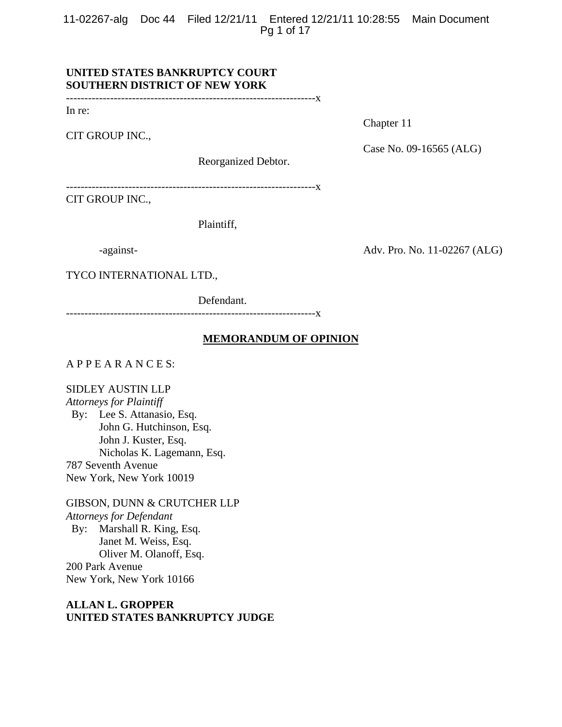**UNITED STATES BANKRUPTCY COURT**
**SOUTHERN DISTRICT OF NEW YORK**

---------------------------------------------------------------------x

In re:

CIT GROUP INC.,

Reorganized Debtor.

Chapter 11

Case No. 09-16565 (ALG)

---------------------------------------------------------------------x

CIT GROUP INC.,

Plaintiff,

-against-

TYCO INTERNATIONAL LTD.,

Defendant.

Adv. Pro. No. 11-02267 (ALG)

---------------------------------------------------------------------x

**MEMORANDUM OF OPINION**

A P P E A R A N C E S:

SIDLEY AUSTIN LLP
*Attorneys for Plaintiff*
By: Lee S. Attanasio, Esq.
John G. Hutchinson, Esq.
John J. Kuster, Esq.
Nicholas K. Lagemann, Esq.
787 Seventh Avenue
New York, New York 10019

GIBSON, DUNN & CRUTCHER LLP
*Attorneys for Defendant*
By: Marshall R. King, Esq.
Janet M. Weiss, Esq.
Oliver M. Olanoff, Esq.
200 Park Avenue
New York, New York 10166

**ALLAN L. GROPPER**
**UNITED STATES BANKRUPTCY JUDGE**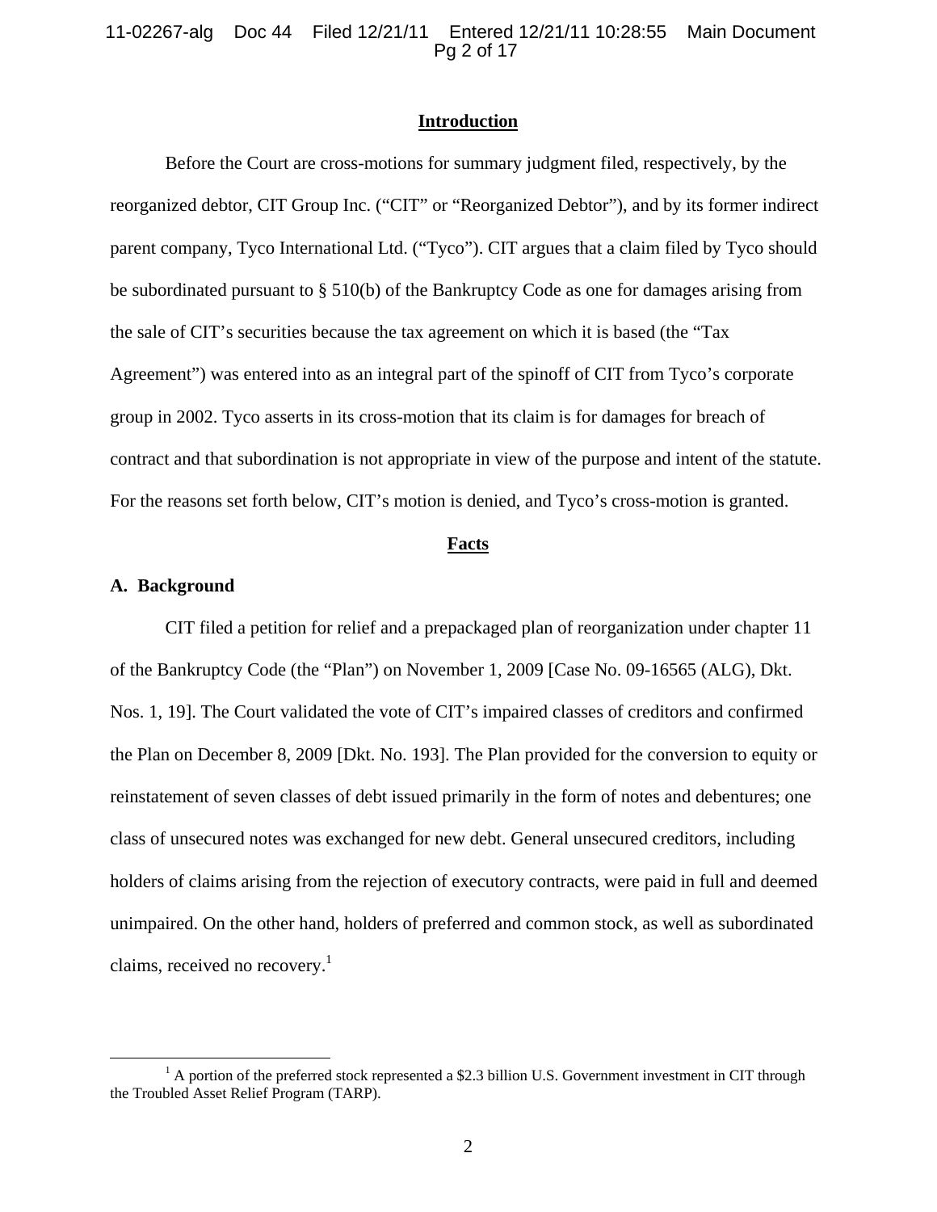## Introduction

Before the Court are cross-motions for summary judgment filed, respectively, by the reorganized debtor, CIT Group Inc. ("CIT" or "Reorganized Debtor"), and by its former indirect parent company, Tyco International Ltd. ("Tyco"). CIT argues that a claim filed by Tyco should be subordinated pursuant to § 510(b) of the Bankruptcy Code as one for damages arising from the sale of CIT's securities because the tax agreement on which it is based (the "Tax Agreement") was entered into as an integral part of the spinoff of CIT from Tyco's corporate group in 2002. Tyco asserts in its cross-motion that its claim is for damages for breach of contract and that subordination is not appropriate in view of the purpose and intent of the statute. For the reasons set forth below, CIT's motion is denied, and Tyco's cross-motion is granted.

## Facts

### A. Background

CIT filed a petition for relief and a prepackaged plan of reorganization under chapter 11 of the Bankruptcy Code (the "Plan") on November 1, 2009 [Case No. 09-16565 (ALG), Dkt. Nos. 1, 19]. The Court validated the vote of CIT's impaired classes of creditors and confirmed the Plan on December 8, 2009 [Dkt. No. 193]. The Plan provided for the conversion to equity or reinstatement of seven classes of debt issued primarily in the form of notes and debentures; one class of unsecured notes was exchanged for new debt. General unsecured creditors, including holders of claims arising from the rejection of executory contracts, were paid in full and deemed unimpaired. On the other hand, holders of preferred and common stock, as well as subordinated claims, received no recovery.[1]

---

[1] A portion of the preferred stock represented a $2.3 billion U.S. Government investment in CIT through the Troubled Asset Relief Program (TARP).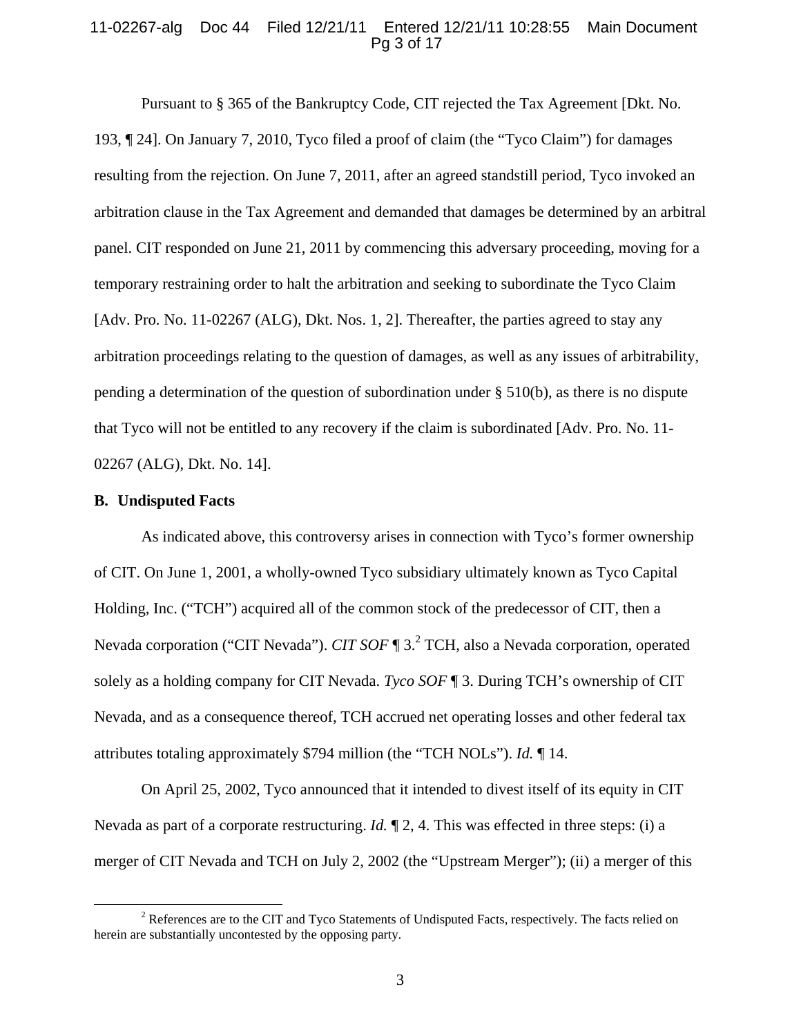Pursuant to § 365 of the Bankruptcy Code, CIT rejected the Tax Agreement [Dkt. No. 193, ¶ 24]. On January 7, 2010, Tyco filed a proof of claim (the "Tyco Claim") for damages resulting from the rejection. On June 7, 2011, after an agreed standstill period, Tyco invoked an arbitration clause in the Tax Agreement and demanded that damages be determined by an arbitral panel. CIT responded on June 21, 2011 by commencing this adversary proceeding, moving for a temporary restraining order to halt the arbitration and seeking to subordinate the Tyco Claim [Adv. Pro. No. 11-02267 (ALG), Dkt. Nos. 1, 2]. Thereafter, the parties agreed to stay any arbitration proceedings relating to the question of damages, as well as any issues of arbitrability, pending a determination of the question of subordination under § 510(b), as there is no dispute that Tyco will not be entitled to any recovery if the claim is subordinated [Adv. Pro. No. 11-02267 (ALG), Dkt. No. 14].

**B. Undisputed Facts**

As indicated above, this controversy arises in connection with Tyco's former ownership of CIT. On June 1, 2001, a wholly-owned Tyco subsidiary ultimately known as Tyco Capital Holding, Inc. ("TCH") acquired all of the common stock of the predecessor of CIT, then a Nevada corporation ("CIT Nevada"). *CIT SOF* ¶ 3.[2] TCH, also a Nevada corporation, operated solely as a holding company for CIT Nevada. *Tyco SOF* ¶ 3. During TCH's ownership of CIT Nevada, and as a consequence thereof, TCH accrued net operating losses and other federal tax attributes totaling approximately $794 million (the "TCH NOLs"). *Id.* ¶ 14.

On April 25, 2002, Tyco announced that it intended to divest itself of its equity in CIT Nevada as part of a corporate restructuring. *Id.* ¶ 2, 4. This was effected in three steps: (i) a merger of CIT Nevada and TCH on July 2, 2002 (the "Upstream Merger"); (ii) a merger of this

[2] References are to the CIT and Tyco Statements of Undisputed Facts, respectively. The facts relied on herein are substantially uncontested by the opposing party.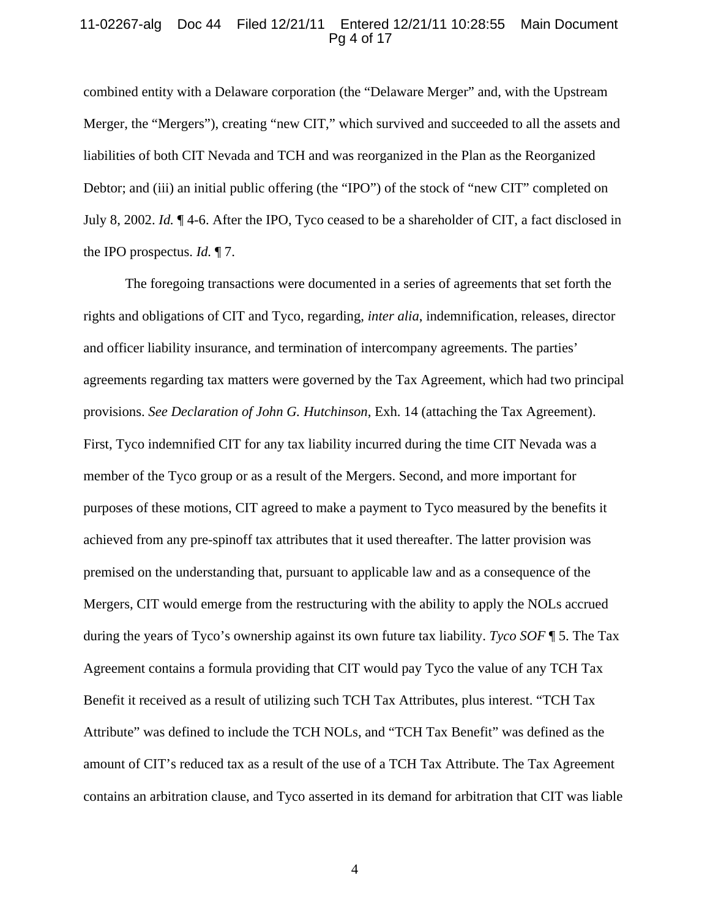combined entity with a Delaware corporation (the "Delaware Merger" and, with the Upstream Merger, the "Mergers"), creating "new CIT," which survived and succeeded to all the assets and liabilities of both CIT Nevada and TCH and was reorganized in the Plan as the Reorganized Debtor; and (iii) an initial public offering (the "IPO") of the stock of "new CIT" completed on July 8, 2002. *Id.* ¶ 4-6. After the IPO, Tyco ceased to be a shareholder of CIT, a fact disclosed in the IPO prospectus. *Id.* ¶ 7.

The foregoing transactions were documented in a series of agreements that set forth the rights and obligations of CIT and Tyco, regarding, *inter alia*, indemnification, releases, director and officer liability insurance, and termination of intercompany agreements. The parties' agreements regarding tax matters were governed by the Tax Agreement, which had two principal provisions. *See Declaration of John G. Hutchinson*, Exh. 14 (attaching the Tax Agreement). First, Tyco indemnified CIT for any tax liability incurred during the time CIT Nevada was a member of the Tyco group or as a result of the Mergers. Second, and more important for purposes of these motions, CIT agreed to make a payment to Tyco measured by the benefits it achieved from any pre-spinoff tax attributes that it used thereafter. The latter provision was premised on the understanding that, pursuant to applicable law and as a consequence of the Mergers, CIT would emerge from the restructuring with the ability to apply the NOLs accrued during the years of Tyco's ownership against its own future tax liability. *Tyco SOF* ¶ 5. The Tax Agreement contains a formula providing that CIT would pay Tyco the value of any TCH Tax Benefit it received as a result of utilizing such TCH Tax Attributes, plus interest. "TCH Tax Attribute" was defined to include the TCH NOLs, and "TCH Tax Benefit" was defined as the amount of CIT's reduced tax as a result of the use of a TCH Tax Attribute. The Tax Agreement contains an arbitration clause, and Tyco asserted in its demand for arbitration that CIT was liable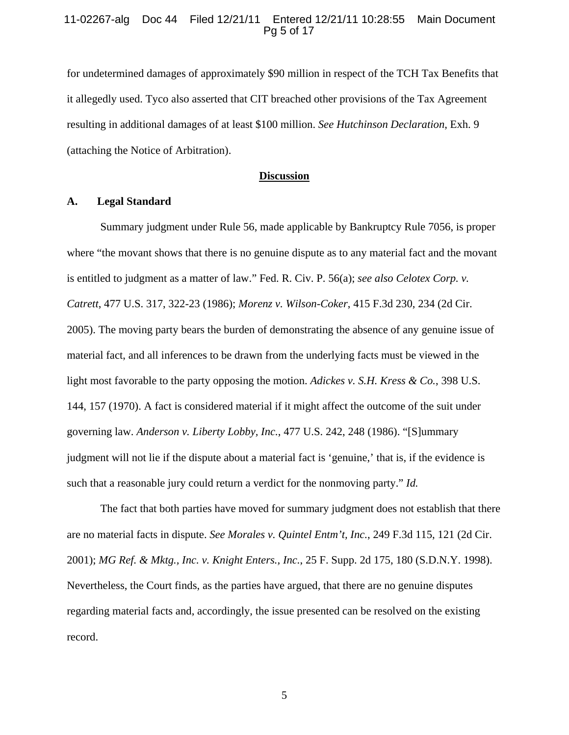for undetermined damages of approximately $90 million in respect of the TCH Tax Benefits that it allegedly used. Tyco also asserted that CIT breached other provisions of the Tax Agreement resulting in additional damages of at least $100 million. *See Hutchinson Declaration*, Exh. 9 (attaching the Notice of Arbitration).

## Discussion

### A. Legal Standard

Summary judgment under Rule 56, made applicable by Bankruptcy Rule 7056, is proper where "the movant shows that there is no genuine dispute as to any material fact and the movant is entitled to judgment as a matter of law." Fed. R. Civ. P. 56(a); *see also Celotex Corp. v. Catrett*, 477 U.S. 317, 322-23 (1986); *Morenz v. Wilson-Coker*, 415 F.3d 230, 234 (2d Cir. 2005). The moving party bears the burden of demonstrating the absence of any genuine issue of material fact, and all inferences to be drawn from the underlying facts must be viewed in the light most favorable to the party opposing the motion. *Adickes v. S.H. Kress & Co.*, 398 U.S. 144, 157 (1970). A fact is considered material if it might affect the outcome of the suit under governing law. *Anderson v. Liberty Lobby, Inc.*, 477 U.S. 242, 248 (1986). "[S]ummary judgment will not lie if the dispute about a material fact is 'genuine,' that is, if the evidence is such that a reasonable jury could return a verdict for the nonmoving party." *Id.*

The fact that both parties have moved for summary judgment does not establish that there are no material facts in dispute. *See Morales v. Quintel Entm't, Inc.*, 249 F.3d 115, 121 (2d Cir. 2001); *MG Ref. & Mktg., Inc. v. Knight Enters., Inc.*, 25 F. Supp. 2d 175, 180 (S.D.N.Y. 1998). Nevertheless, the Court finds, as the parties have argued, that there are no genuine disputes regarding material facts and, accordingly, the issue presented can be resolved on the existing record.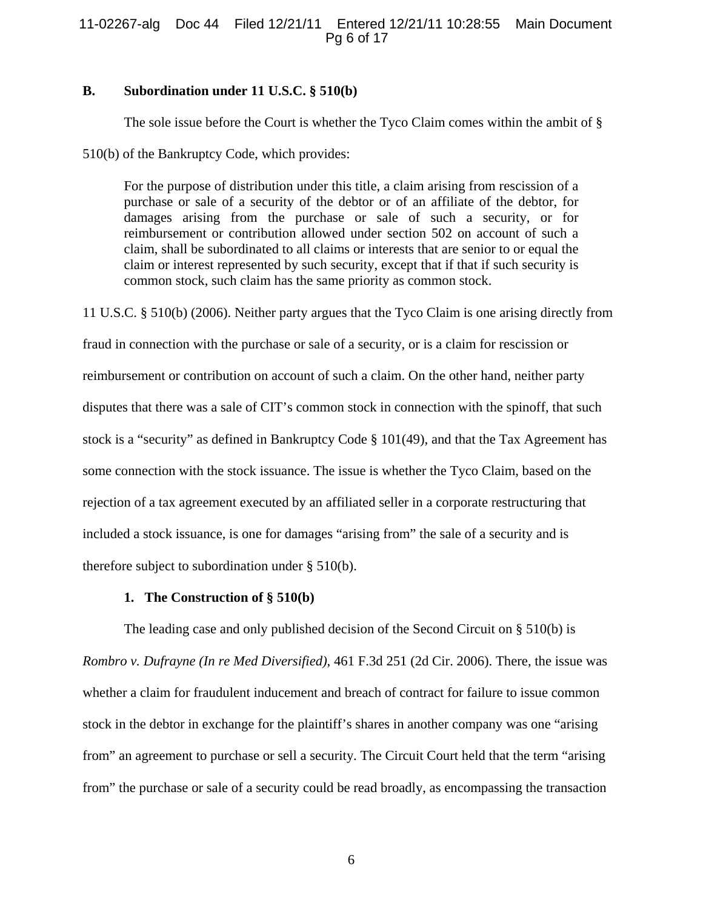### B. Subordination under 11 U.S.C. § 510(b)

The sole issue before the Court is whether the Tyco Claim comes within the ambit of § 510(b) of the Bankruptcy Code, which provides:

> For the purpose of distribution under this title, a claim arising from rescission of a purchase or sale of a security of the debtor or of an affiliate of the debtor, for damages arising from the purchase or sale of such a security, or for reimbursement or contribution allowed under section 502 on account of such a claim, shall be subordinated to all claims or interests that are senior to or equal the claim or interest represented by such security, except that if that if such security is common stock, such claim has the same priority as common stock.

11 U.S.C. § 510(b) (2006). Neither party argues that the Tyco Claim is one arising directly from fraud in connection with the purchase or sale of a security, or is a claim for rescission or reimbursement or contribution on account of such a claim. On the other hand, neither party disputes that there was a sale of CIT's common stock in connection with the spinoff, that such stock is a "security" as defined in Bankruptcy Code § 101(49), and that the Tax Agreement has some connection with the stock issuance. The issue is whether the Tyco Claim, based on the rejection of a tax agreement executed by an affiliated seller in a corporate restructuring that included a stock issuance, is one for damages "arising from" the sale of a security and is therefore subject to subordination under § 510(b).

#### 1. The Construction of § 510(b)

The leading case and only published decision of the Second Circuit on § 510(b) is *Rombro v. Dufrayne (In re Med Diversified)*, 461 F.3d 251 (2d Cir. 2006). There, the issue was whether a claim for fraudulent inducement and breach of contract for failure to issue common stock in the debtor in exchange for the plaintiff's shares in another company was one "arising from" an agreement to purchase or sell a security. The Circuit Court held that the term "arising from" the purchase or sale of a security could be read broadly, as encompassing the transaction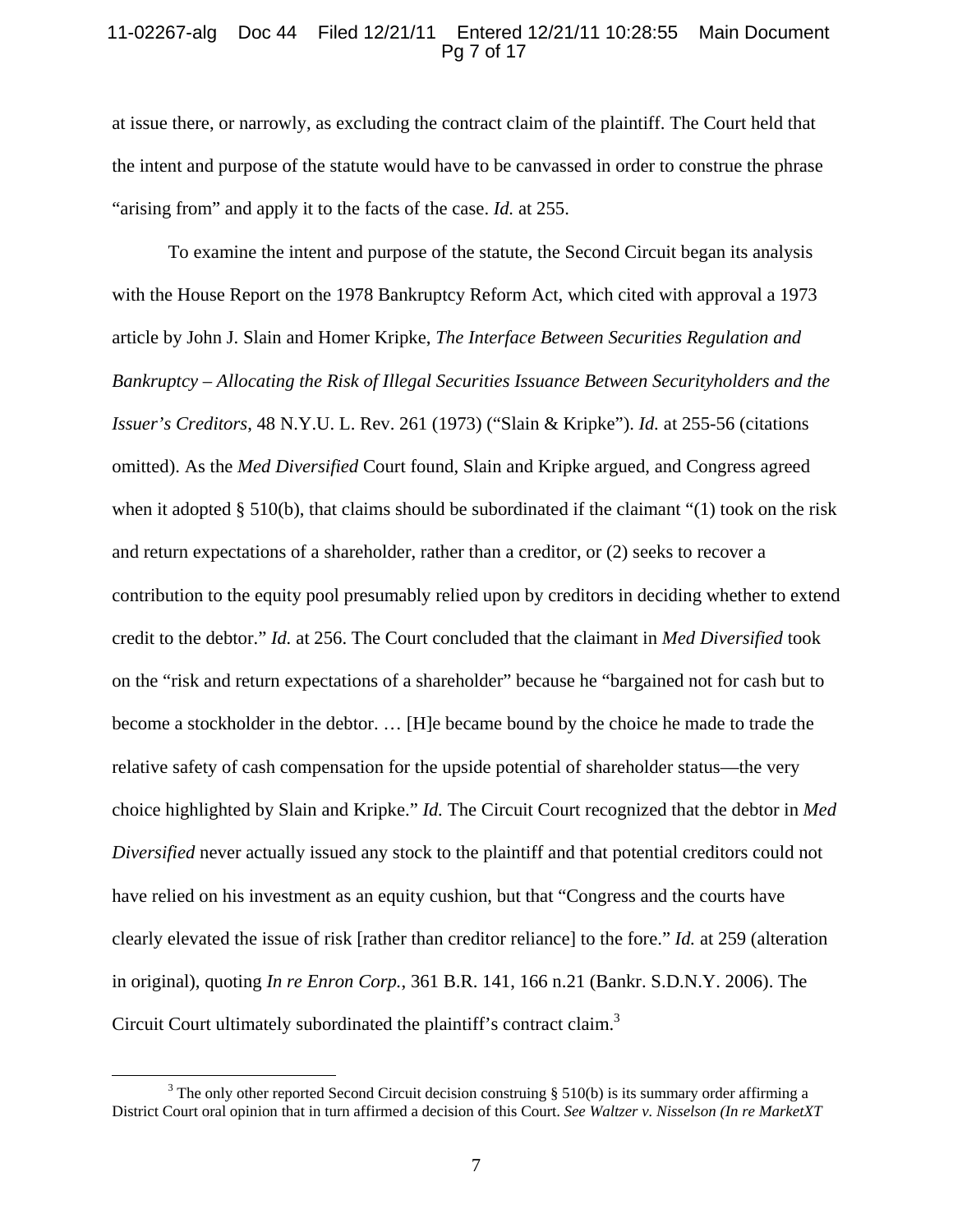at issue there, or narrowly, as excluding the contract claim of the plaintiff. The Court held that the intent and purpose of the statute would have to be canvassed in order to construe the phrase "arising from" and apply it to the facts of the case. *Id.* at 255.

To examine the intent and purpose of the statute, the Second Circuit began its analysis with the House Report on the 1978 Bankruptcy Reform Act, which cited with approval a 1973 article by John J. Slain and Homer Kripke, *The Interface Between Securities Regulation and Bankruptcy – Allocating the Risk of Illegal Securities Issuance Between Securityholders and the Issuer's Creditors*, 48 N.Y.U. L. Rev. 261 (1973) ("Slain & Kripke"). *Id.* at 255-56 (citations omitted). As the *Med Diversified* Court found, Slain and Kripke argued, and Congress agreed when it adopted § 510(b), that claims should be subordinated if the claimant "(1) took on the risk and return expectations of a shareholder, rather than a creditor, or (2) seeks to recover a contribution to the equity pool presumably relied upon by creditors in deciding whether to extend credit to the debtor." *Id.* at 256. The Court concluded that the claimant in *Med Diversified* took on the "risk and return expectations of a shareholder" because he "bargained not for cash but to become a stockholder in the debtor. … [H]e became bound by the choice he made to trade the relative safety of cash compensation for the upside potential of shareholder status—the very choice highlighted by Slain and Kripke." *Id.* The Circuit Court recognized that the debtor in *Med Diversified* never actually issued any stock to the plaintiff and that potential creditors could not have relied on his investment as an equity cushion, but that "Congress and the courts have clearly elevated the issue of risk [rather than creditor reliance] to the fore." *Id.* at 259 (alteration in original), quoting *In re Enron Corp.*, 361 B.R. 141, 166 n.21 (Bankr. S.D.N.Y. 2006). The Circuit Court ultimately subordinated the plaintiff's contract claim.[3]

---

[3] The only other reported Second Circuit decision construing § 510(b) is its summary order affirming a District Court oral opinion that in turn affirmed a decision of this Court. *See Waltzer v. Nisselson (In re MarketXT*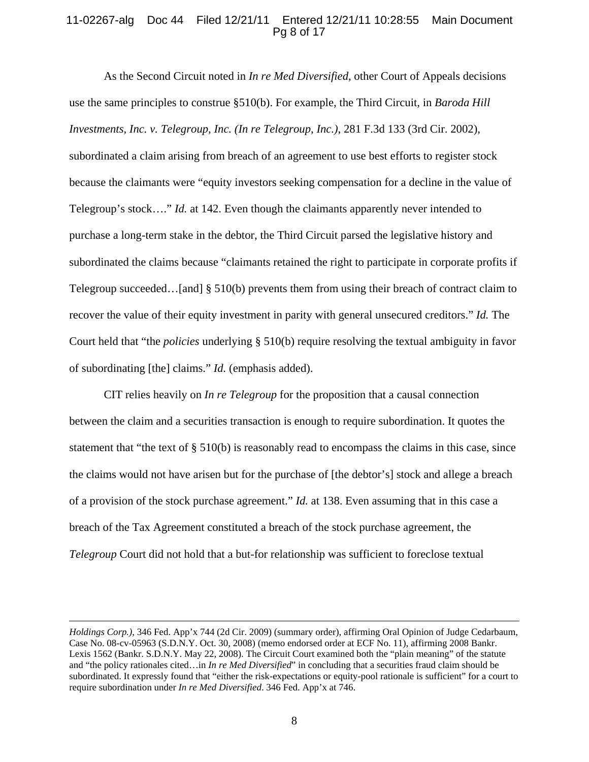As the Second Circuit noted in *In re Med Diversified*, other Court of Appeals decisions use the same principles to construe §510(b). For example, the Third Circuit, in *Baroda Hill Investments, Inc. v. Telegroup, Inc. (In re Telegroup, Inc.)*, 281 F.3d 133 (3rd Cir. 2002), subordinated a claim arising from breach of an agreement to use best efforts to register stock because the claimants were "equity investors seeking compensation for a decline in the value of Telegroup's stock…." *Id.* at 142. Even though the claimants apparently never intended to purchase a long-term stake in the debtor, the Third Circuit parsed the legislative history and subordinated the claims because "claimants retained the right to participate in corporate profits if Telegroup succeeded…[and] § 510(b) prevents them from using their breach of contract claim to recover the value of their equity investment in parity with general unsecured creditors." *Id.* The Court held that "the *policies* underlying § 510(b) require resolving the textual ambiguity in favor of subordinating [the] claims." *Id.* (emphasis added).

CIT relies heavily on *In re Telegroup* for the proposition that a causal connection between the claim and a securities transaction is enough to require subordination. It quotes the statement that "the text of § 510(b) is reasonably read to encompass the claims in this case, since the claims would not have arisen but for the purchase of [the debtor's] stock and allege a breach of a provision of the stock purchase agreement." *Id.* at 138. Even assuming that in this case a breach of the Tax Agreement constituted a breach of the stock purchase agreement, the *Telegroup* Court did not hold that a but-for relationship was sufficient to foreclose textual

---

*Holdings Corp.)*, 346 Fed. App'x 744 (2d Cir. 2009) (summary order), affirming Oral Opinion of Judge Cedarbaum, Case No. 08-cv-05963 (S.D.N.Y. Oct. 30, 2008) (memo endorsed order at ECF No. 11), affirming 2008 Bankr. Lexis 1562 (Bankr. S.D.N.Y. May 22, 2008). The Circuit Court examined both the "plain meaning" of the statute and "the policy rationales cited…in *In re Med Diversified*" in concluding that a securities fraud claim should be subordinated. It expressly found that "either the risk-expectations or equity-pool rationale is sufficient" for a court to require subordination under *In re Med Diversified*. 346 Fed. App'x at 746.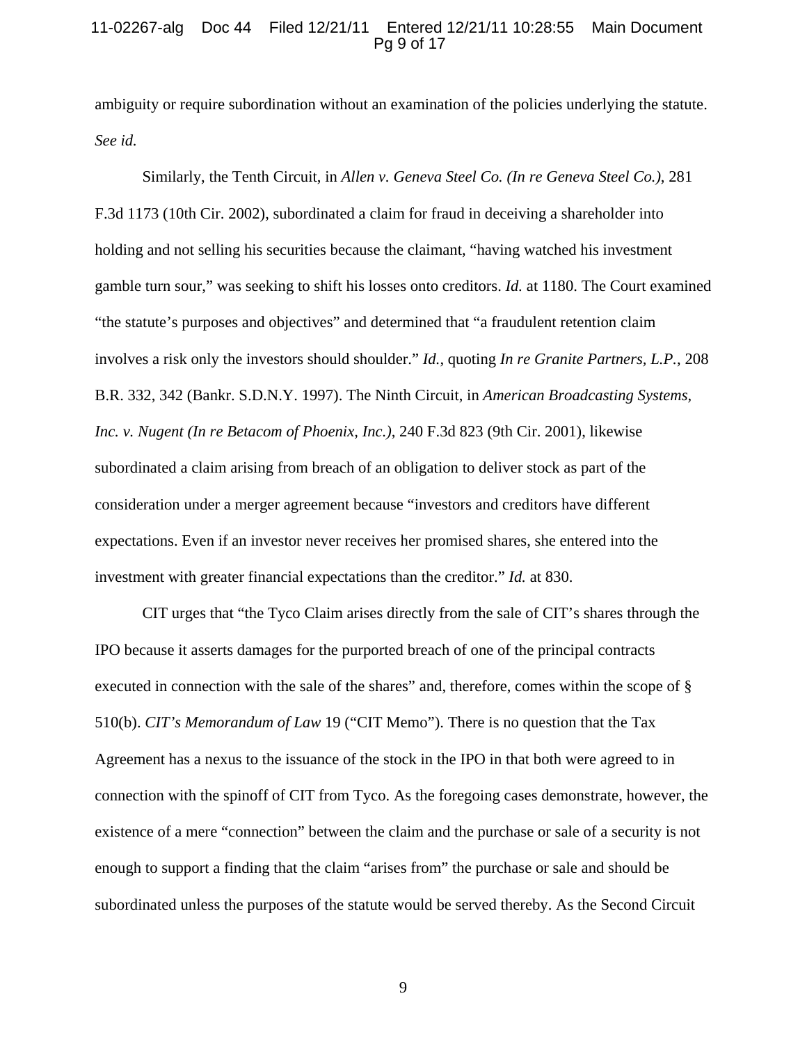ambiguity or require subordination without an examination of the policies underlying the statute. *See id.*

Similarly, the Tenth Circuit, in *Allen v. Geneva Steel Co. (In re Geneva Steel Co.)*, 281 F.3d 1173 (10th Cir. 2002), subordinated a claim for fraud in deceiving a shareholder into holding and not selling his securities because the claimant, "having watched his investment gamble turn sour," was seeking to shift his losses onto creditors. *Id.* at 1180. The Court examined "the statute's purposes and objectives" and determined that "a fraudulent retention claim involves a risk only the investors should shoulder." *Id.*, quoting *In re Granite Partners, L.P.*, 208 B.R. 332, 342 (Bankr. S.D.N.Y. 1997). The Ninth Circuit, in *American Broadcasting Systems, Inc. v. Nugent (In re Betacom of Phoenix, Inc.)*, 240 F.3d 823 (9th Cir. 2001), likewise subordinated a claim arising from breach of an obligation to deliver stock as part of the consideration under a merger agreement because "investors and creditors have different expectations. Even if an investor never receives her promised shares, she entered into the investment with greater financial expectations than the creditor." *Id.* at 830.

CIT urges that "the Tyco Claim arises directly from the sale of CIT's shares through the IPO because it asserts damages for the purported breach of one of the principal contracts executed in connection with the sale of the shares" and, therefore, comes within the scope of § 510(b). *CIT's Memorandum of Law* 19 ("CIT Memo"). There is no question that the Tax Agreement has a nexus to the issuance of the stock in the IPO in that both were agreed to in connection with the spinoff of CIT from Tyco. As the foregoing cases demonstrate, however, the existence of a mere "connection" between the claim and the purchase or sale of a security is not enough to support a finding that the claim "arises from" the purchase or sale and should be subordinated unless the purposes of the statute would be served thereby. As the Second Circuit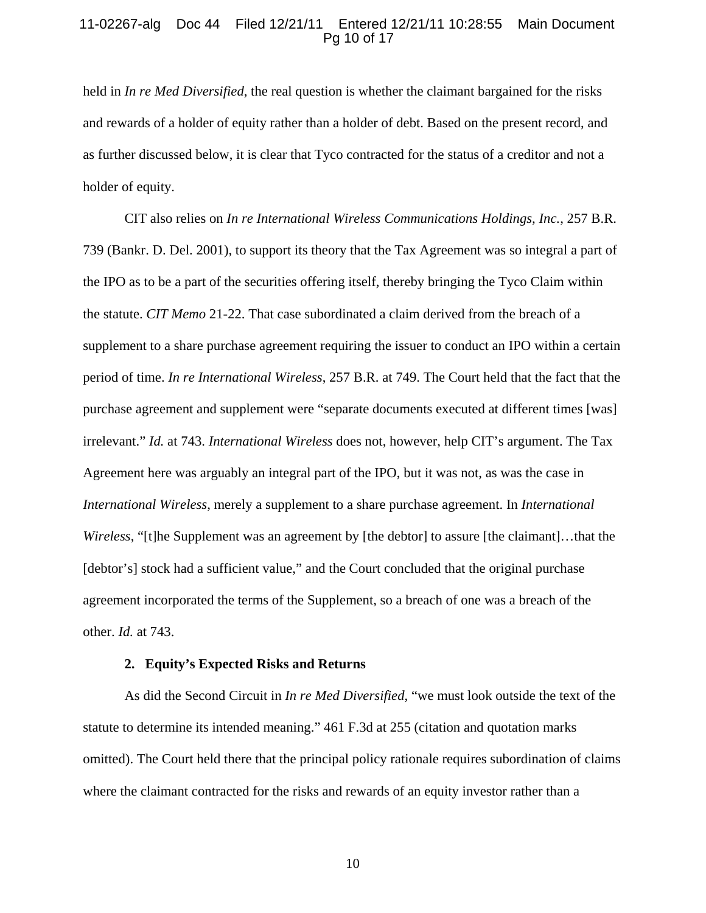held in *In re Med Diversified*, the real question is whether the claimant bargained for the risks and rewards of a holder of equity rather than a holder of debt. Based on the present record, and as further discussed below, it is clear that Tyco contracted for the status of a creditor and not a holder of equity.

CIT also relies on *In re International Wireless Communications Holdings, Inc.*, 257 B.R. 739 (Bankr. D. Del. 2001), to support its theory that the Tax Agreement was so integral a part of the IPO as to be a part of the securities offering itself, thereby bringing the Tyco Claim within the statute. *CIT Memo* 21-22. That case subordinated a claim derived from the breach of a supplement to a share purchase agreement requiring the issuer to conduct an IPO within a certain period of time. *In re International Wireless*, 257 B.R. at 749. The Court held that the fact that the purchase agreement and supplement were "separate documents executed at different times [was] irrelevant." *Id.* at 743. *International Wireless* does not, however, help CIT's argument. The Tax Agreement here was arguably an integral part of the IPO, but it was not, as was the case in *International Wireless*, merely a supplement to a share purchase agreement. In *International Wireless*, "[t]he Supplement was an agreement by [the debtor] to assure [the claimant]…that the [debtor's] stock had a sufficient value," and the Court concluded that the original purchase agreement incorporated the terms of the Supplement, so a breach of one was a breach of the other. *Id.* at 743.

**2. Equity's Expected Risks and Returns**

As did the Second Circuit in *In re Med Diversified*, "we must look outside the text of the statute to determine its intended meaning." 461 F.3d at 255 (citation and quotation marks omitted). The Court held there that the principal policy rationale requires subordination of claims where the claimant contracted for the risks and rewards of an equity investor rather than a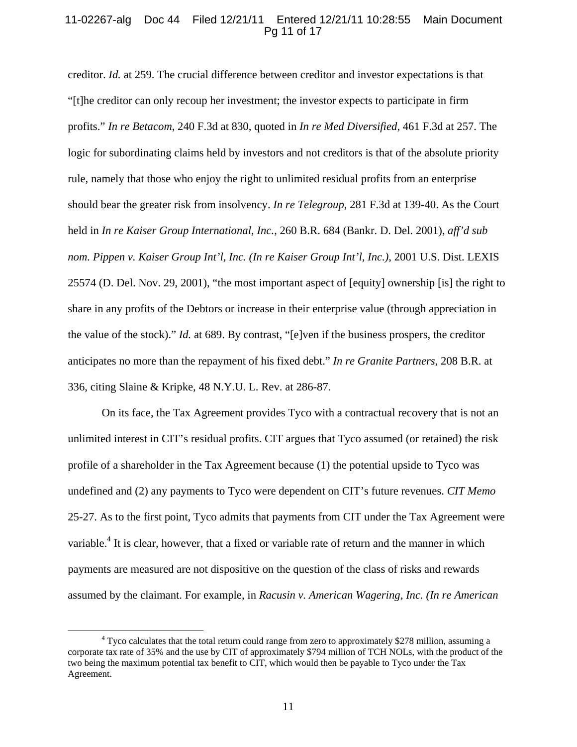creditor. *Id.* at 259. The crucial difference between creditor and investor expectations is that "[t]he creditor can only recoup her investment; the investor expects to participate in firm profits." *In re Betacom*, 240 F.3d at 830, quoted in *In re Med Diversified*, 461 F.3d at 257. The logic for subordinating claims held by investors and not creditors is that of the absolute priority rule, namely that those who enjoy the right to unlimited residual profits from an enterprise should bear the greater risk from insolvency. *In re Telegroup*, 281 F.3d at 139-40. As the Court held in *In re Kaiser Group International, Inc.*, 260 B.R. 684 (Bankr. D. Del. 2001), *aff'd sub nom. Pippen v. Kaiser Group Int'l, Inc. (In re Kaiser Group Int'l, Inc.)*, 2001 U.S. Dist. LEXIS 25574 (D. Del. Nov. 29, 2001), "the most important aspect of [equity] ownership [is] the right to share in any profits of the Debtors or increase in their enterprise value (through appreciation in the value of the stock)." *Id.* at 689. By contrast, "[e]ven if the business prospers, the creditor anticipates no more than the repayment of his fixed debt." *In re Granite Partners*, 208 B.R. at 336, citing Slaine & Kripke, 48 N.Y.U. L. Rev. at 286-87.

On its face, the Tax Agreement provides Tyco with a contractual recovery that is not an unlimited interest in CIT's residual profits. CIT argues that Tyco assumed (or retained) the risk profile of a shareholder in the Tax Agreement because (1) the potential upside to Tyco was undefined and (2) any payments to Tyco were dependent on CIT's future revenues. *CIT Memo* 25-27. As to the first point, Tyco admits that payments from CIT under the Tax Agreement were variable.[4] It is clear, however, that a fixed or variable rate of return and the manner in which payments are measured are not dispositive on the question of the class of risks and rewards assumed by the claimant. For example, in *Racusin v. American Wagering, Inc. (In re American*

[4] Tyco calculates that the total return could range from zero to approximately $278 million, assuming a corporate tax rate of 35% and the use by CIT of approximately $794 million of TCH NOLs, with the product of the two being the maximum potential tax benefit to CIT, which would then be payable to Tyco under the Tax Agreement.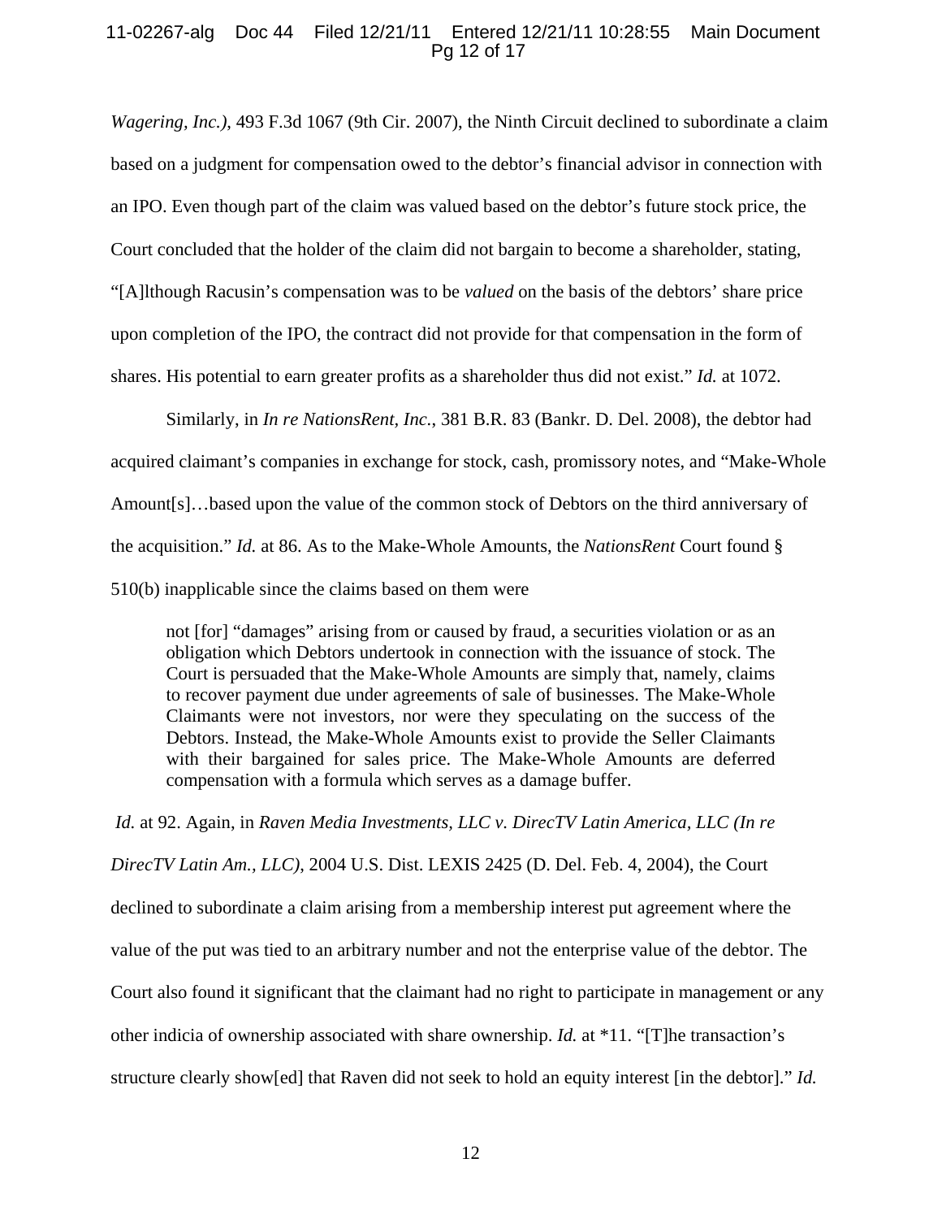*Wagering, Inc.)*, 493 F.3d 1067 (9th Cir. 2007), the Ninth Circuit declined to subordinate a claim based on a judgment for compensation owed to the debtor's financial advisor in connection with an IPO. Even though part of the claim was valued based on the debtor's future stock price, the Court concluded that the holder of the claim did not bargain to become a shareholder, stating, "[A]lthough Racusin's compensation was to be *valued* on the basis of the debtors' share price upon completion of the IPO, the contract did not provide for that compensation in the form of shares. His potential to earn greater profits as a shareholder thus did not exist." *Id.* at 1072.

Similarly, in *In re NationsRent, Inc.*, 381 B.R. 83 (Bankr. D. Del. 2008), the debtor had acquired claimant's companies in exchange for stock, cash, promissory notes, and "Make-Whole Amount[s]…based upon the value of the common stock of Debtors on the third anniversary of the acquisition." *Id.* at 86. As to the Make-Whole Amounts, the *NationsRent* Court found § 510(b) inapplicable since the claims based on them were

> not [for] "damages" arising from or caused by fraud, a securities violation or as an obligation which Debtors undertook in connection with the issuance of stock. The Court is persuaded that the Make-Whole Amounts are simply that, namely, claims to recover payment due under agreements of sale of businesses. The Make-Whole Claimants were not investors, nor were they speculating on the success of the Debtors. Instead, the Make-Whole Amounts exist to provide the Seller Claimants with their bargained for sales price. The Make-Whole Amounts are deferred compensation with a formula which serves as a damage buffer.

*Id.* at 92. Again, in *Raven Media Investments, LLC v. DirecTV Latin America, LLC (In re DirecTV Latin Am., LLC)*, 2004 U.S. Dist. LEXIS 2425 (D. Del. Feb. 4, 2004), the Court declined to subordinate a claim arising from a membership interest put agreement where the value of the put was tied to an arbitrary number and not the enterprise value of the debtor. The Court also found it significant that the claimant had no right to participate in management or any other indicia of ownership associated with share ownership. *Id.* at *11. "[T]he transaction's structure clearly show[ed] that Raven did not seek to hold an equity interest [in the debtor]." *Id.*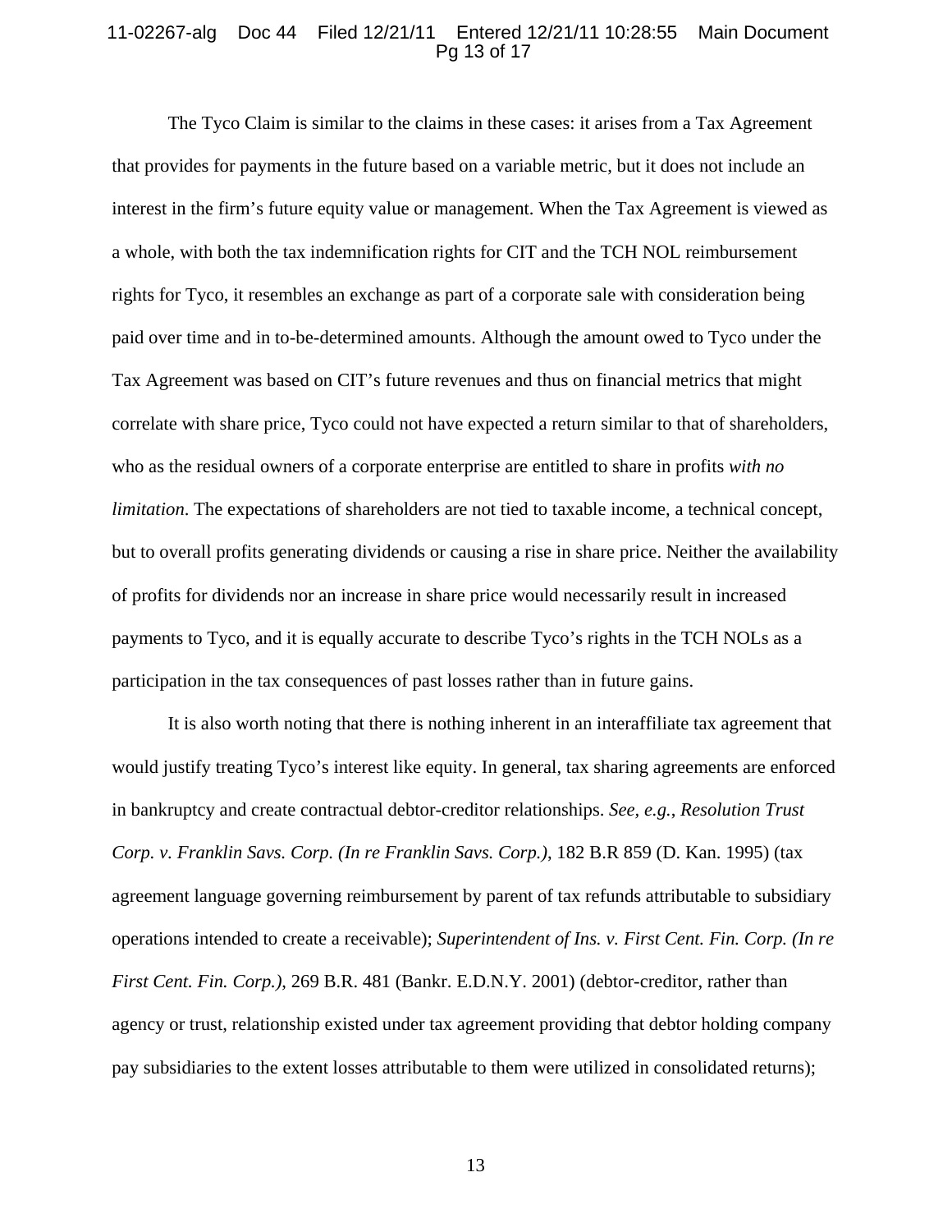The Tyco Claim is similar to the claims in these cases: it arises from a Tax Agreement that provides for payments in the future based on a variable metric, but it does not include an interest in the firm's future equity value or management. When the Tax Agreement is viewed as a whole, with both the tax indemnification rights for CIT and the TCH NOL reimbursement rights for Tyco, it resembles an exchange as part of a corporate sale with consideration being paid over time and in to-be-determined amounts. Although the amount owed to Tyco under the Tax Agreement was based on CIT's future revenues and thus on financial metrics that might correlate with share price, Tyco could not have expected a return similar to that of shareholders, who as the residual owners of a corporate enterprise are entitled to share in profits *with no limitation*. The expectations of shareholders are not tied to taxable income, a technical concept, but to overall profits generating dividends or causing a rise in share price. Neither the availability of profits for dividends nor an increase in share price would necessarily result in increased payments to Tyco, and it is equally accurate to describe Tyco's rights in the TCH NOLs as a participation in the tax consequences of past losses rather than in future gains.

It is also worth noting that there is nothing inherent in an interaffiliate tax agreement that would justify treating Tyco's interest like equity. In general, tax sharing agreements are enforced in bankruptcy and create contractual debtor-creditor relationships. *See, e.g.*, *Resolution Trust Corp. v. Franklin Savs. Corp. (In re Franklin Savs. Corp.)*, 182 B.R 859 (D. Kan. 1995) (tax agreement language governing reimbursement by parent of tax refunds attributable to subsidiary operations intended to create a receivable); *Superintendent of Ins. v. First Cent. Fin. Corp. (In re First Cent. Fin. Corp.)*, 269 B.R. 481 (Bankr. E.D.N.Y. 2001) (debtor-creditor, rather than agency or trust, relationship existed under tax agreement providing that debtor holding company pay subsidiaries to the extent losses attributable to them were utilized in consolidated returns);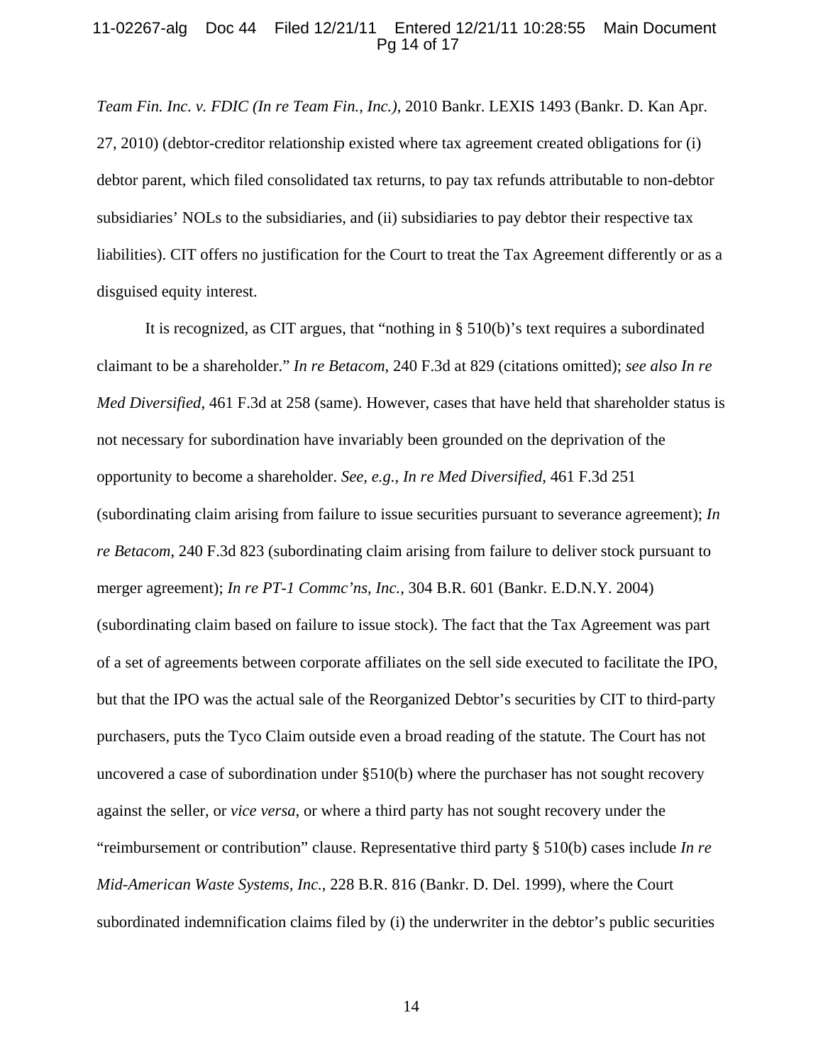*Team Fin. Inc. v. FDIC (In re Team Fin., Inc.)*, 2010 Bankr. LEXIS 1493 (Bankr. D. Kan Apr. 27, 2010) (debtor-creditor relationship existed where tax agreement created obligations for (i) debtor parent, which filed consolidated tax returns, to pay tax refunds attributable to non-debtor subsidiaries' NOLs to the subsidiaries, and (ii) subsidiaries to pay debtor their respective tax liabilities). CIT offers no justification for the Court to treat the Tax Agreement differently or as a disguised equity interest.

It is recognized, as CIT argues, that "nothing in § 510(b)'s text requires a subordinated claimant to be a shareholder." *In re Betacom*, 240 F.3d at 829 (citations omitted); *see also In re Med Diversified*, 461 F.3d at 258 (same). However, cases that have held that shareholder status is not necessary for subordination have invariably been grounded on the deprivation of the opportunity to become a shareholder. *See, e.g., In re Med Diversified*, 461 F.3d 251 (subordinating claim arising from failure to issue securities pursuant to severance agreement); *In re Betacom*, 240 F.3d 823 (subordinating claim arising from failure to deliver stock pursuant to merger agreement); *In re PT-1 Commc'ns, Inc.*, 304 B.R. 601 (Bankr. E.D.N.Y. 2004) (subordinating claim based on failure to issue stock). The fact that the Tax Agreement was part of a set of agreements between corporate affiliates on the sell side executed to facilitate the IPO, but that the IPO was the actual sale of the Reorganized Debtor's securities by CIT to third-party purchasers, puts the Tyco Claim outside even a broad reading of the statute. The Court has not uncovered a case of subordination under §510(b) where the purchaser has not sought recovery against the seller, or *vice versa*, or where a third party has not sought recovery under the "reimbursement or contribution" clause. Representative third party § 510(b) cases include *In re Mid-American Waste Systems, Inc.*, 228 B.R. 816 (Bankr. D. Del. 1999), where the Court subordinated indemnification claims filed by (i) the underwriter in the debtor's public securities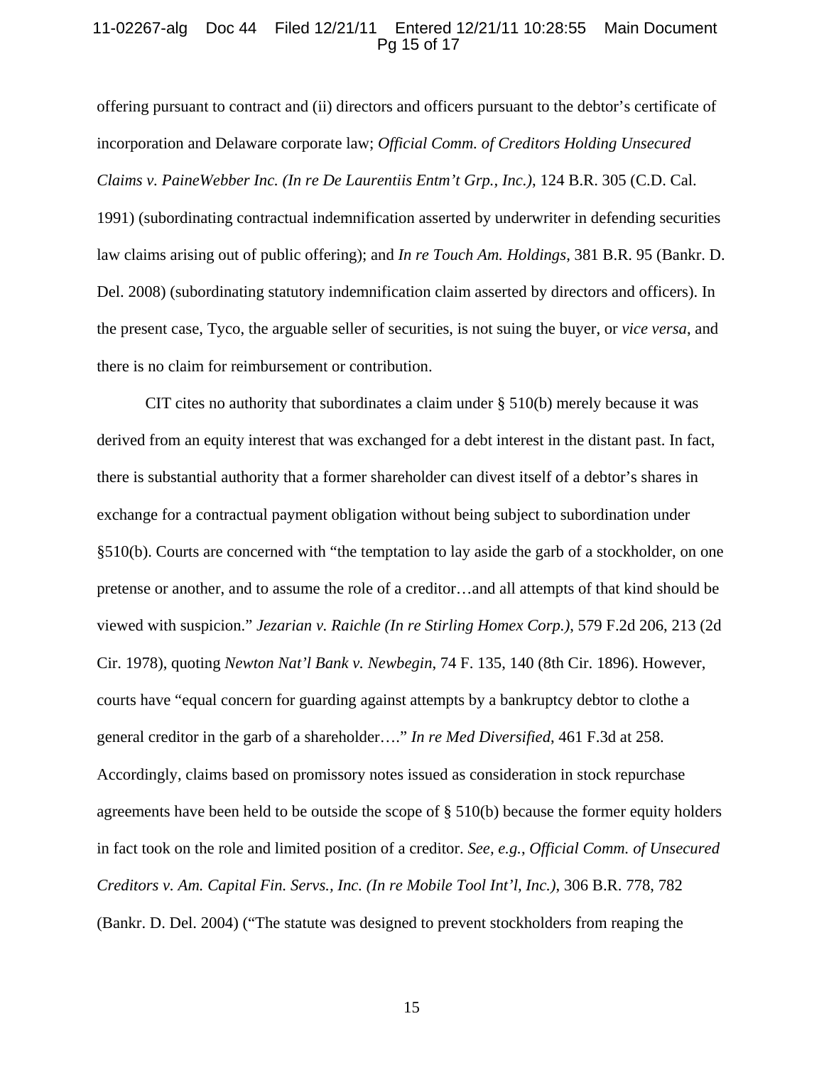offering pursuant to contract and (ii) directors and officers pursuant to the debtor's certificate of incorporation and Delaware corporate law; *Official Comm. of Creditors Holding Unsecured Claims v. PaineWebber Inc. (In re De Laurentiis Entm't Grp., Inc.)*, 124 B.R. 305 (C.D. Cal. 1991) (subordinating contractual indemnification asserted by underwriter in defending securities law claims arising out of public offering); and *In re Touch Am. Holdings*, 381 B.R. 95 (Bankr. D. Del. 2008) (subordinating statutory indemnification claim asserted by directors and officers). In the present case, Tyco, the arguable seller of securities, is not suing the buyer, or *vice versa*, and there is no claim for reimbursement or contribution.

CIT cites no authority that subordinates a claim under § 510(b) merely because it was derived from an equity interest that was exchanged for a debt interest in the distant past. In fact, there is substantial authority that a former shareholder can divest itself of a debtor's shares in exchange for a contractual payment obligation without being subject to subordination under §510(b). Courts are concerned with "the temptation to lay aside the garb of a stockholder, on one pretense or another, and to assume the role of a creditor…and all attempts of that kind should be viewed with suspicion." *Jezarian v. Raichle (In re Stirling Homex Corp.)*, 579 F.2d 206, 213 (2d Cir. 1978), quoting *Newton Nat'l Bank v. Newbegin*, 74 F. 135, 140 (8th Cir. 1896). However, courts have "equal concern for guarding against attempts by a bankruptcy debtor to clothe a general creditor in the garb of a shareholder…." *In re Med Diversified*, 461 F.3d at 258. Accordingly, claims based on promissory notes issued as consideration in stock repurchase agreements have been held to be outside the scope of § 510(b) because the former equity holders in fact took on the role and limited position of a creditor. *See, e.g.*, *Official Comm. of Unsecured Creditors v. Am. Capital Fin. Servs., Inc. (In re Mobile Tool Int'l, Inc.)*, 306 B.R. 778, 782 (Bankr. D. Del. 2004) ("The statute was designed to prevent stockholders from reaping the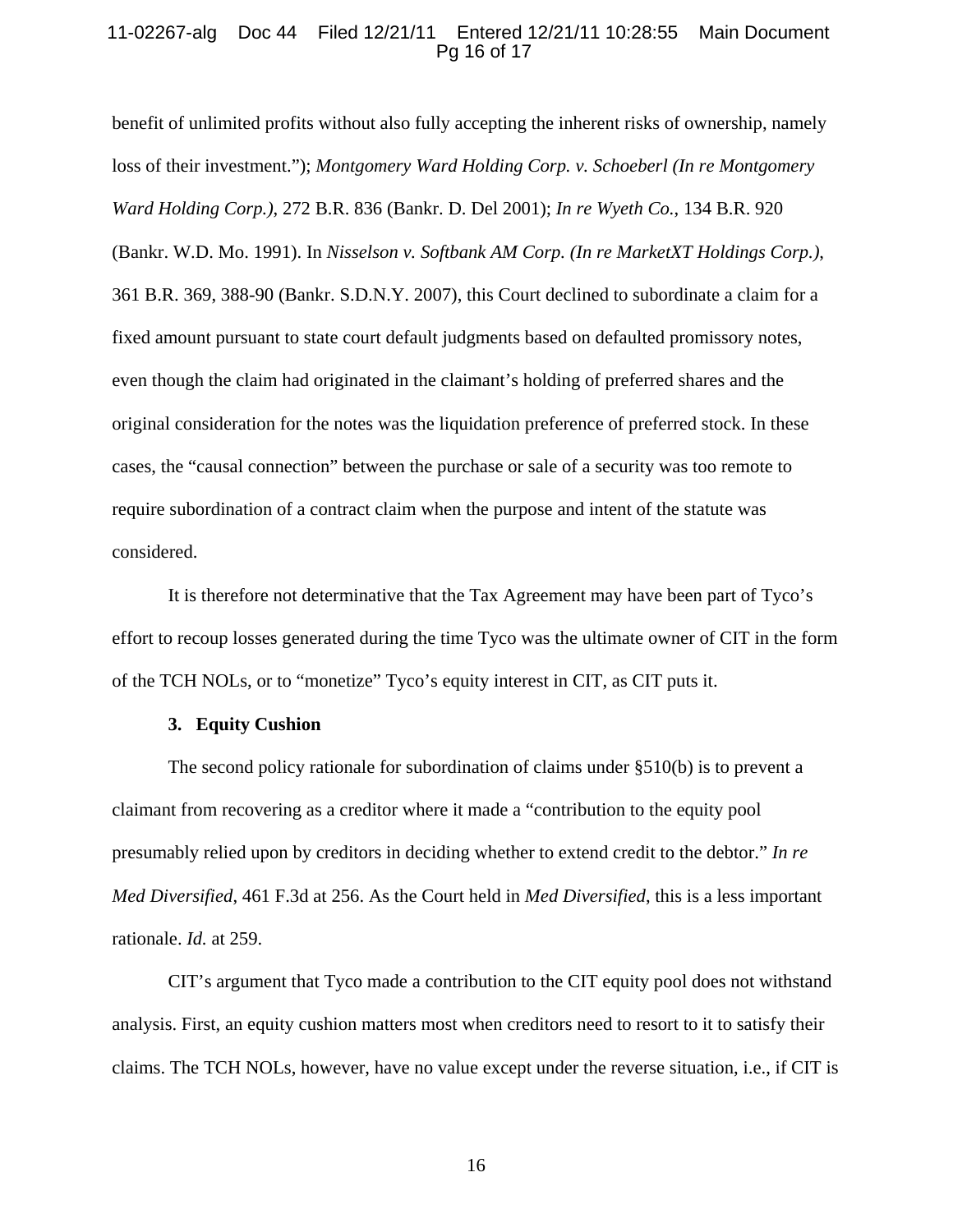benefit of unlimited profits without also fully accepting the inherent risks of ownership, namely loss of their investment."); *Montgomery Ward Holding Corp. v. Schoeberl (In re Montgomery Ward Holding Corp.)*, 272 B.R. 836 (Bankr. D. Del 2001); *In re Wyeth Co.*, 134 B.R. 920 (Bankr. W.D. Mo. 1991). In *Nisselson v. Softbank AM Corp. (In re MarketXT Holdings Corp.)*, 361 B.R. 369, 388-90 (Bankr. S.D.N.Y. 2007), this Court declined to subordinate a claim for a fixed amount pursuant to state court default judgments based on defaulted promissory notes, even though the claim had originated in the claimant's holding of preferred shares and the original consideration for the notes was the liquidation preference of preferred stock. In these cases, the "causal connection" between the purchase or sale of a security was too remote to require subordination of a contract claim when the purpose and intent of the statute was considered.

It is therefore not determinative that the Tax Agreement may have been part of Tyco's effort to recoup losses generated during the time Tyco was the ultimate owner of CIT in the form of the TCH NOLs, or to "monetize" Tyco's equity interest in CIT, as CIT puts it.

**3. Equity Cushion**

The second policy rationale for subordination of claims under §510(b) is to prevent a claimant from recovering as a creditor where it made a "contribution to the equity pool presumably relied upon by creditors in deciding whether to extend credit to the debtor." *In re Med Diversified*, 461 F.3d at 256. As the Court held in *Med Diversified*, this is a less important rationale. *Id.* at 259.

CIT's argument that Tyco made a contribution to the CIT equity pool does not withstand analysis. First, an equity cushion matters most when creditors need to resort to it to satisfy their claims. The TCH NOLs, however, have no value except under the reverse situation, i.e., if CIT is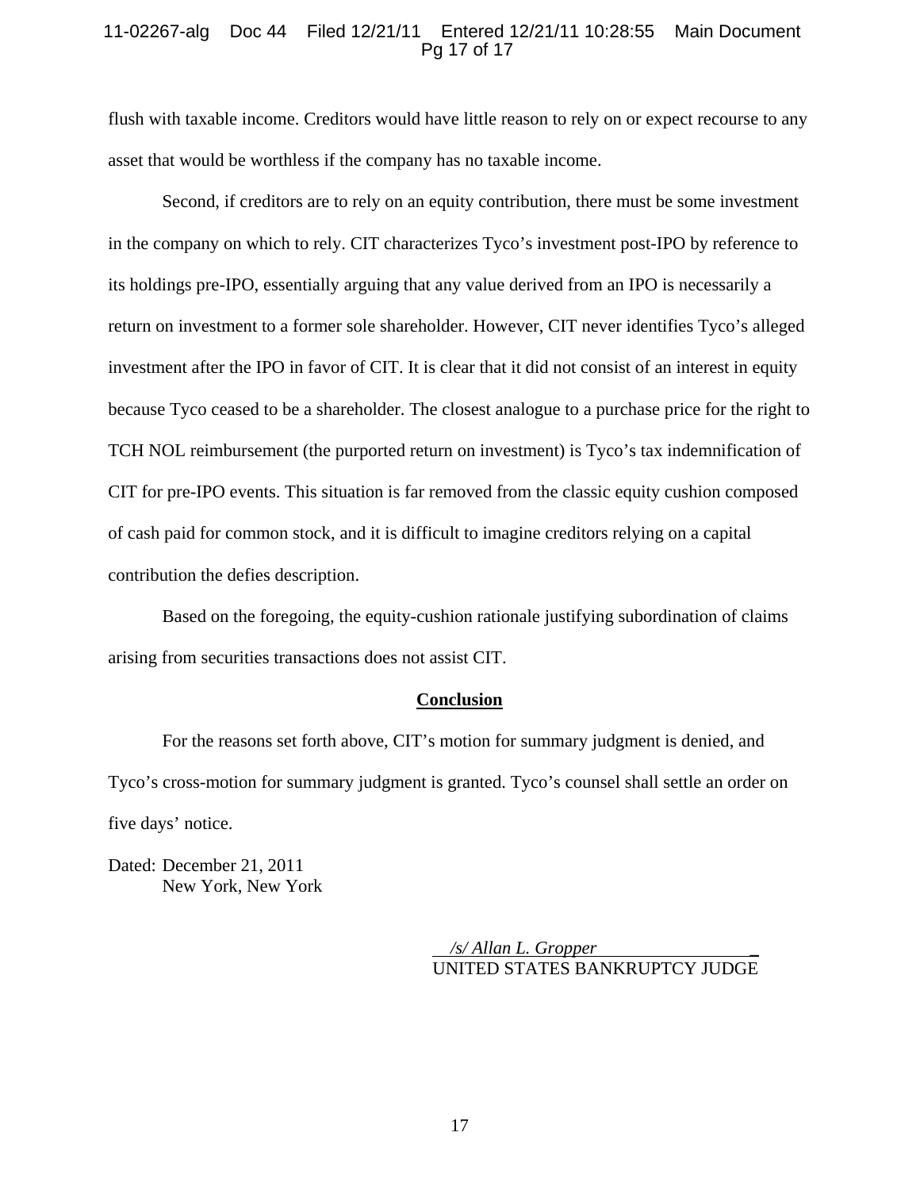flush with taxable income. Creditors would have little reason to rely on or expect recourse to any asset that would be worthless if the company has no taxable income.

Second, if creditors are to rely on an equity contribution, there must be some investment in the company on which to rely. CIT characterizes Tyco's investment post-IPO by reference to its holdings pre-IPO, essentially arguing that any value derived from an IPO is necessarily a return on investment to a former sole shareholder. However, CIT never identifies Tyco's alleged investment after the IPO in favor of CIT. It is clear that it did not consist of an interest in equity because Tyco ceased to be a shareholder. The closest analogue to a purchase price for the right to TCH NOL reimbursement (the purported return on investment) is Tyco's tax indemnification of CIT for pre-IPO events. This situation is far removed from the classic equity cushion composed of cash paid for common stock, and it is difficult to imagine creditors relying on a capital contribution the defies description.

Based on the foregoing, the equity-cushion rationale justifying subordination of claims arising from securities transactions does not assist CIT.

## Conclusion

For the reasons set forth above, CIT's motion for summary judgment is denied, and Tyco's cross-motion for summary judgment is granted. Tyco's counsel shall settle an order on five days' notice.

Dated: December 21, 2011
New York, New York

*/s/ Allan L. Gropper*
UNITED STATES BANKRUPTCY JUDGE